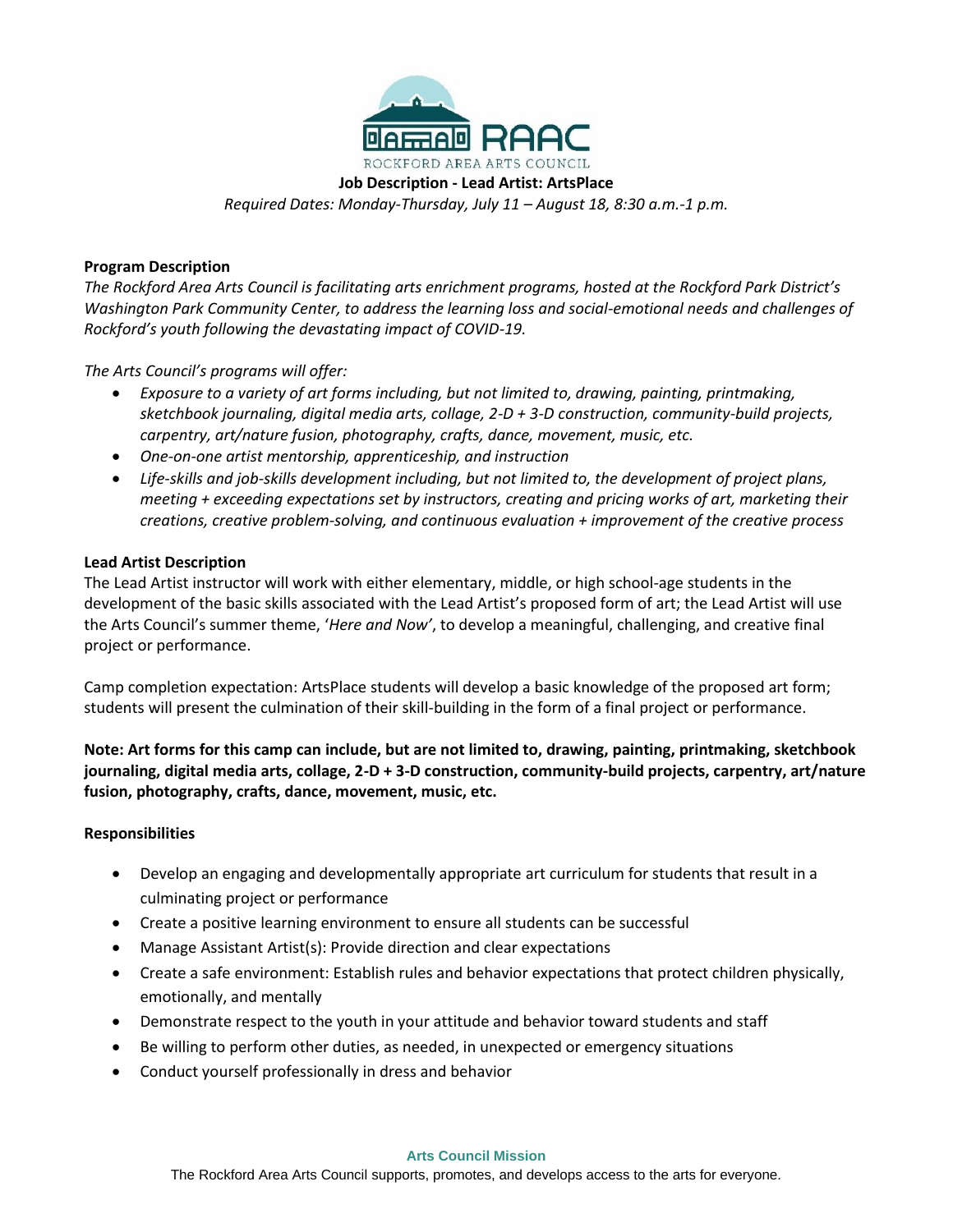RAAC
ROCKFORD AREA ARTS COUNCIL

**Job Description - Lead Artist: ArtsPlace**

*Required Dates: Monday-Thursday, July 11 – August 18, 8:30 a.m.-1 p.m.*

**Program Description**

*The Rockford Area Arts Council is facilitating arts enrichment programs, hosted at the Rockford Park District's Washington Park Community Center, to address the learning loss and social-emotional needs and challenges of Rockford's youth following the devastating impact of COVID-19.*

*The Arts Council's programs will offer:*

- *Exposure to a variety of art forms including, but not limited to, drawing, painting, printmaking, sketchbook journaling, digital media arts, collage, 2-D + 3-D construction, community-build projects, carpentry, art/nature fusion, photography, crafts, dance, movement, music, etc.*
- *One-on-one artist mentorship, apprenticeship, and instruction*
- *Life-skills and job-skills development including, but not limited to, the development of project plans, meeting + exceeding expectations set by instructors, creating and pricing works of art, marketing their creations, creative problem-solving, and continuous evaluation + improvement of the creative process*

**Lead Artist Description**

The Lead Artist instructor will work with either elementary, middle, or high school-age students in the development of the basic skills associated with the Lead Artist's proposed form of art; the Lead Artist will use the Arts Council's summer theme, '*Here and Now*', to develop a meaningful, challenging, and creative final project or performance.

Camp completion expectation: ArtsPlace students will develop a basic knowledge of the proposed art form; students will present the culmination of their skill-building in the form of a final project or performance.

**Note: Art forms for this camp can include, but are not limited to, drawing, painting, printmaking, sketchbook journaling, digital media arts, collage, 2-D + 3-D construction, community-build projects, carpentry, art/nature fusion, photography, crafts, dance, movement, music, etc.**

**Responsibilities**

- Develop an engaging and developmentally appropriate art curriculum for students that result in a culminating project or performance
- Create a positive learning environment to ensure all students can be successful
- Manage Assistant Artist(s): Provide direction and clear expectations
- Create a safe environment: Establish rules and behavior expectations that protect children physically, emotionally, and mentally
- Demonstrate respect to the youth in your attitude and behavior toward students and staff
- Be willing to perform other duties, as needed, in unexpected or emergency situations
- Conduct yourself professionally in dress and behavior

**Arts Council Mission**

The Rockford Area Arts Council supports, promotes, and develops access to the arts for everyone.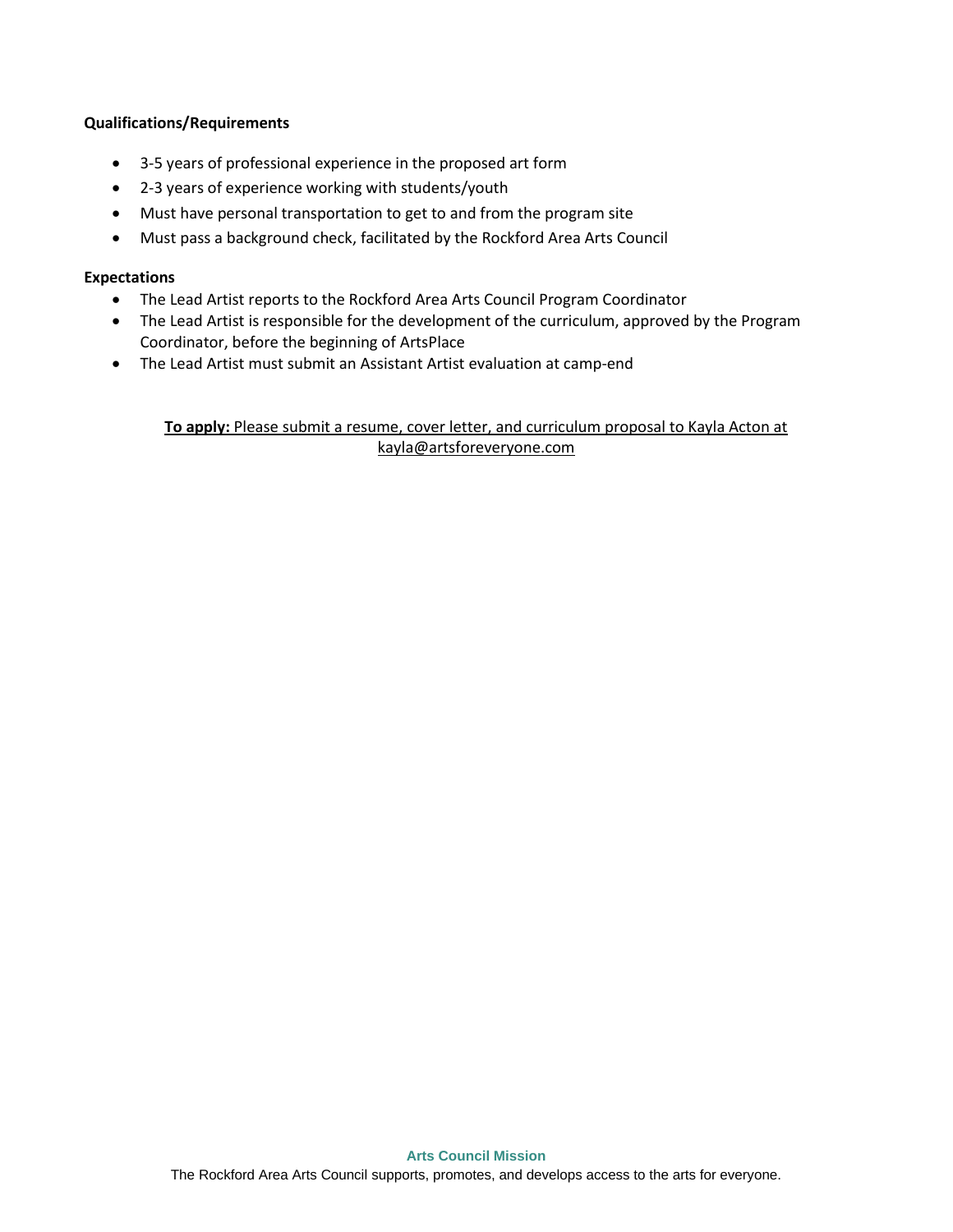**Qualifications/Requirements**

- 3-5 years of professional experience in the proposed art form
- 2-3 years of experience working with students/youth
- Must have personal transportation to get to and from the program site
- Must pass a background check, facilitated by the Rockford Area Arts Council

**Expectations**

- The Lead Artist reports to the Rockford Area Arts Council Program Coordinator
- The Lead Artist is responsible for the development of the curriculum, approved by the Program Coordinator, before the beginning of ArtsPlace
- The Lead Artist must submit an Assistant Artist evaluation at camp-end

**To apply:** Please submit a resume, cover letter, and curriculum proposal to Kayla Acton at kayla@artsforeveryone.com

**Arts Council Mission**

The Rockford Area Arts Council supports, promotes, and develops access to the arts for everyone.